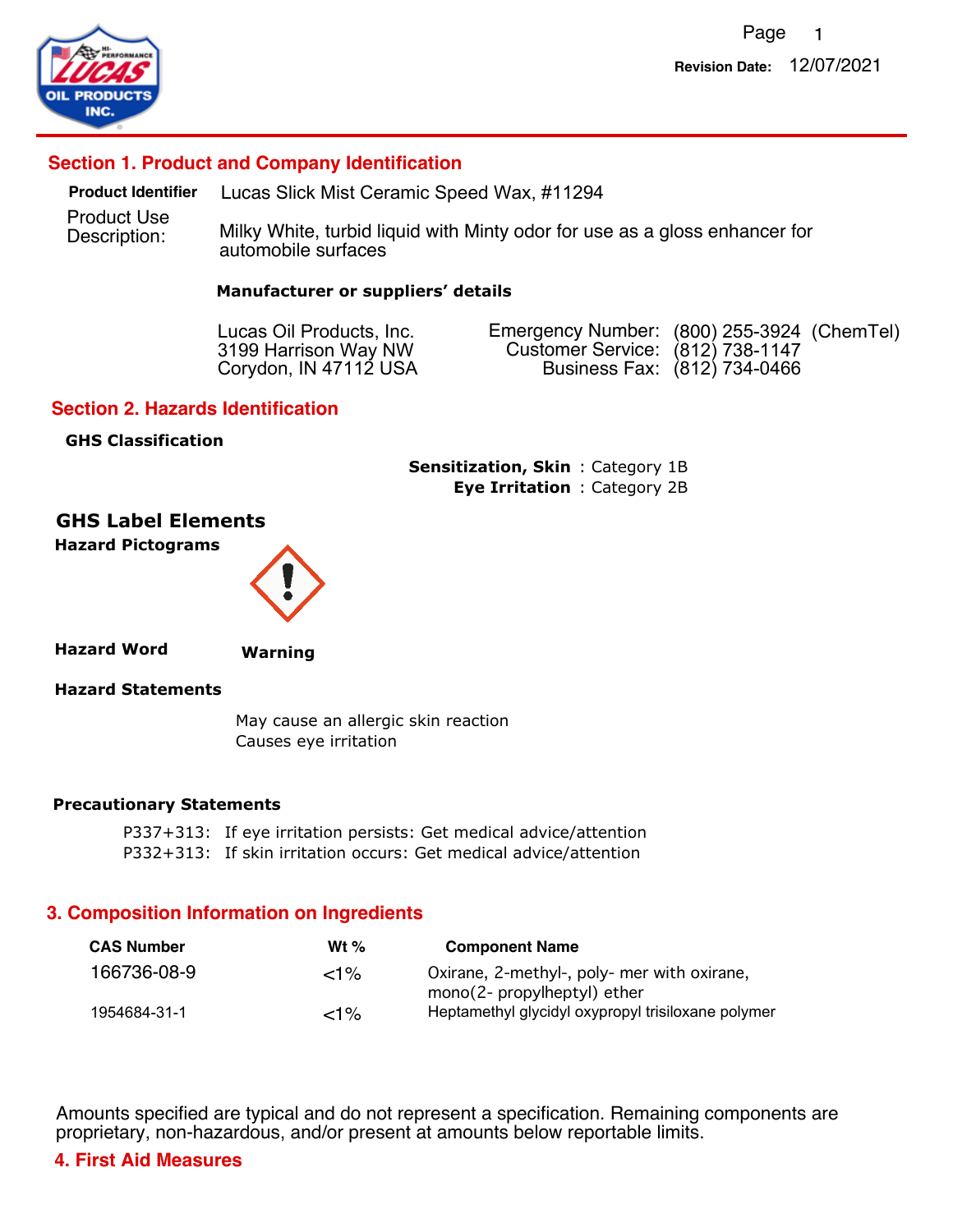Revision Date: 12/07/2021

## Section 1. Product and Company Identification

**Product Identifier** Lucas Slick Mist Ceramic Speed Wax, #11294

Product Use Description: Milky White, turbid liquid with Minty odor for use as a gloss enhancer for automobile surfaces

**Manufacturer or suppliers' details**

Lucas Oil Products, Inc.
3199 Harrison Way NW
Corydon, IN 47112 USA

Emergency Number: (800) 255-3924 (ChemTel)
Customer Service: (812) 738-1147
Business Fax: (812) 734-0466

## Section 2. Hazards Identification

**GHS Classification**

**Sensitization, Skin** : Category 1B
**Eye Irritation** : Category 2B

### GHS Label Elements

**Hazard Pictograms**

**Hazard Word** **Warning**

**Hazard Statements**

May cause an allergic skin reaction
Causes eye irritation

**Precautionary Statements**

P337+313: If eye irritation persists: Get medical advice/attention
P332+313: If skin irritation occurs: Get medical advice/attention

## 3. Composition Information on Ingredients

| CAS Number | Wt % | Component Name |
|---|---|---|
| 166736-08-9 | <1% | Oxirane, 2-methyl-, poly- mer with oxirane, mono(2- propylheptyl) ether |
| 1954684-31-1 | <1% | Heptamethyl glycidyl oxypropyl trisiloxane polymer |

Amounts specified are typical and do not represent a specification. Remaining components are proprietary, non-hazardous, and/or present at amounts below reportable limits.

## 4. First Aid Measures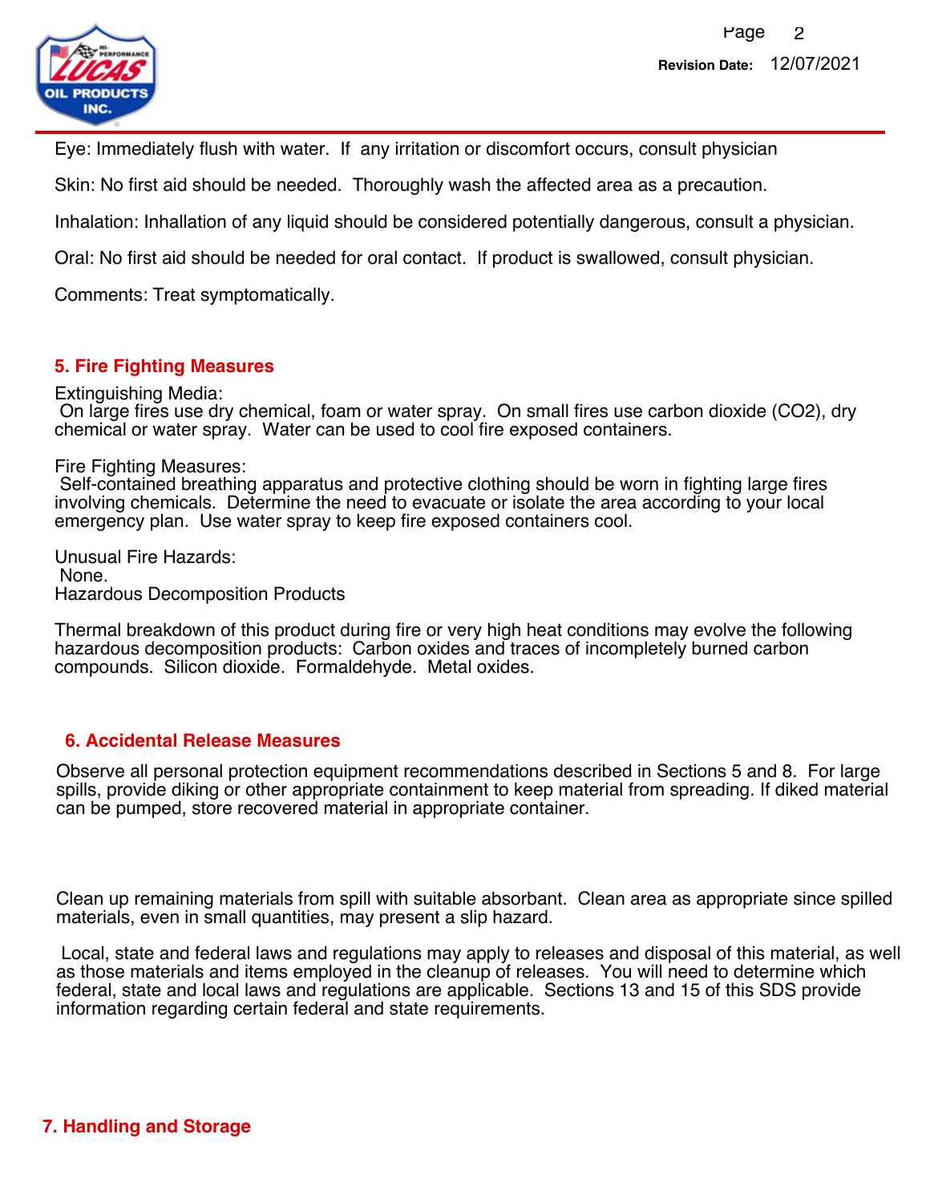Eye: Immediately flush with water. If any irritation or discomfort occurs, consult physician

Skin: No first aid should be needed. Thoroughly wash the affected area as a precaution.

Inhalation: Inhallation of any liquid should be considered potentially dangerous, consult a physician.

Oral: No first aid should be needed for oral contact. If product is swallowed, consult physician.

Comments: Treat symptomatically.

## 5. Fire Fighting Measures

Extinguishing Media:
On large fires use dry chemical, foam or water spray. On small fires use carbon dioxide ($CO_2$), dry chemical or water spray. Water can be used to cool fire exposed containers.

Fire Fighting Measures:
Self-contained breathing apparatus and protective clothing should be worn in fighting large fires involving chemicals. Determine the need to evacuate or isolate the area according to your local emergency plan. Use water spray to keep fire exposed containers cool.

Unusual Fire Hazards:
None.
Hazardous Decomposition Products

Thermal breakdown of this product during fire or very high heat conditions may evolve the following hazardous decomposition products: Carbon oxides and traces of incompletely burned carbon compounds. Silicon dioxide. Formaldehyde. Metal oxides.

## 6. Accidental Release Measures

Observe all personal protection equipment recommendations described in Sections 5 and 8. For large spills, provide diking or other appropriate containment to keep material from spreading. If diked material can be pumped, store recovered material in appropriate container.

Clean up remaining materials from spill with suitable absorbant. Clean area as appropriate since spilled materials, even in small quantities, may present a slip hazard.

Local, state and federal laws and regulations may apply to releases and disposal of this material, as well as those materials and items employed in the cleanup of releases. You will need to determine which federal, state and local laws and regulations are applicable. Sections 13 and 15 of this SDS provide information regarding certain federal and state requirements.

## 7. Handling and Storage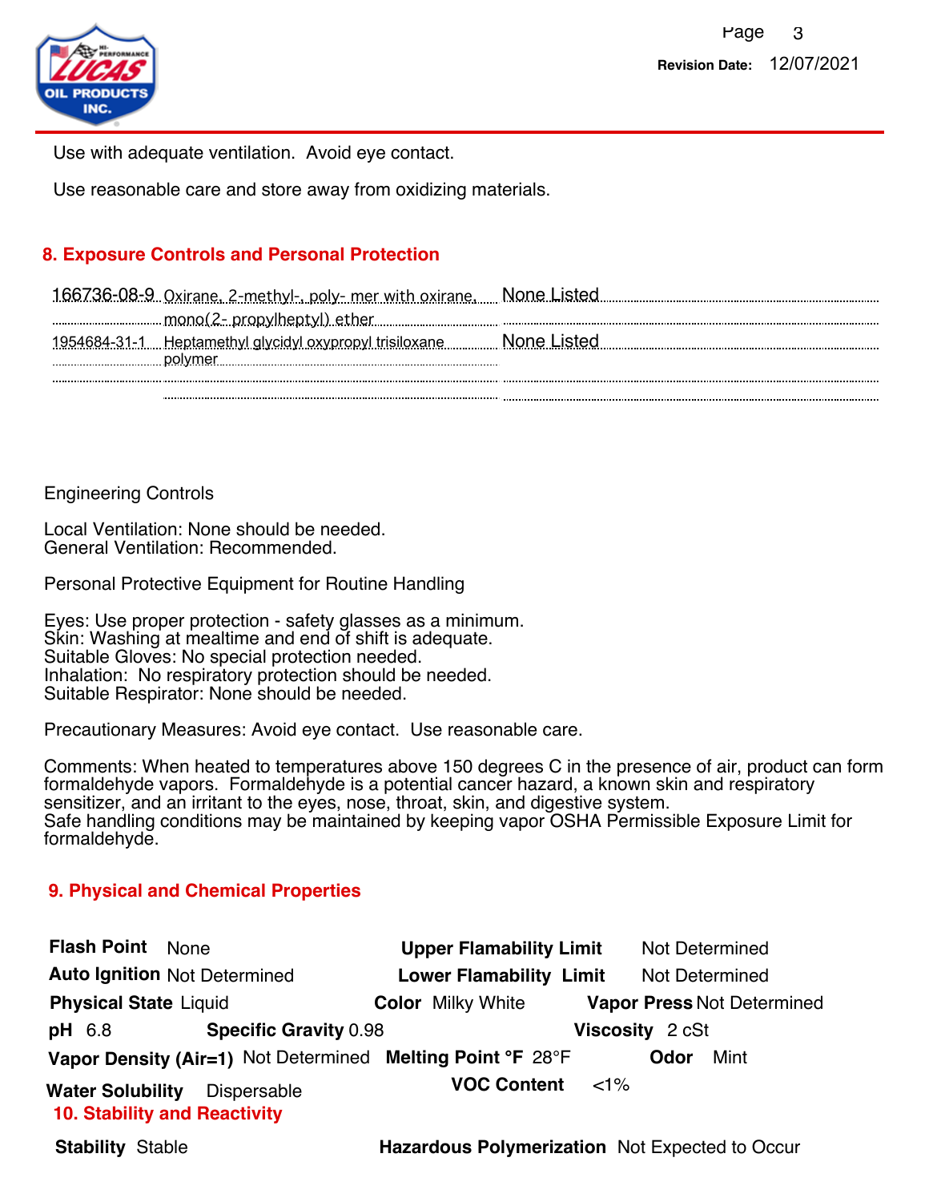Use with adequate ventilation.  Avoid eye contact.

Use reasonable care and store away from oxidizing materials.

## 8. Exposure Controls and Personal Protection

| CAS | Chemical Name | Exposure Limits |
|---|---|---|
| 166736-08-9 | Oxirane, 2-methyl-, poly- mer with oxirane, mono(2- propylheptyl) ether | None Listed |
| 1954684-31-1 | Heptamethyl glycidyl oxypropyl trisiloxane polymer | None Listed |

Engineering Controls

Local Ventilation: None should be needed.
General Ventilation: Recommended.

Personal Protective Equipment for Routine Handling

Eyes: Use proper protection - safety glasses as a minimum.
Skin: Washing at mealtime and end of shift is adequate.
Suitable Gloves: No special protection needed.
Inhalation:  No respiratory protection should be needed.
Suitable Respirator: None should be needed.

Precautionary Measures: Avoid eye contact.  Use reasonable care.

Comments: When heated to temperatures above 150 degrees C in the presence of air, product can form formaldehyde vapors.  Formaldehyde is a potential cancer hazard, a known skin and respiratory sensitizer, and an irritant to the eyes, nose, throat, skin, and digestive system.
Safe handling conditions may be maintained by keeping vapor OSHA Permissible Exposure Limit for formaldehyde.

## 9. Physical and Chemical Properties

**Flash Point** None

**Upper Flamability Limit** Not Determined

**Auto Ignition** Not Determined

**Lower Flamability Limit** Not Determined

**Physical State** Liquid

**Color** Milky White

**Vapor Press** Not Determined

**pH** 6.8

**Specific Gravity** 0.98

**Viscosity** 2 cSt

**Vapor Density (Air=1)** Not Determined

**Melting Point °F** 28°F

**Odor** Mint

**Water Solubility** Dispersable

**VOC Content** <1%

## 10. Stability and Reactivity

**Stability** Stable

**Hazardous Polymerization** Not Expected to Occur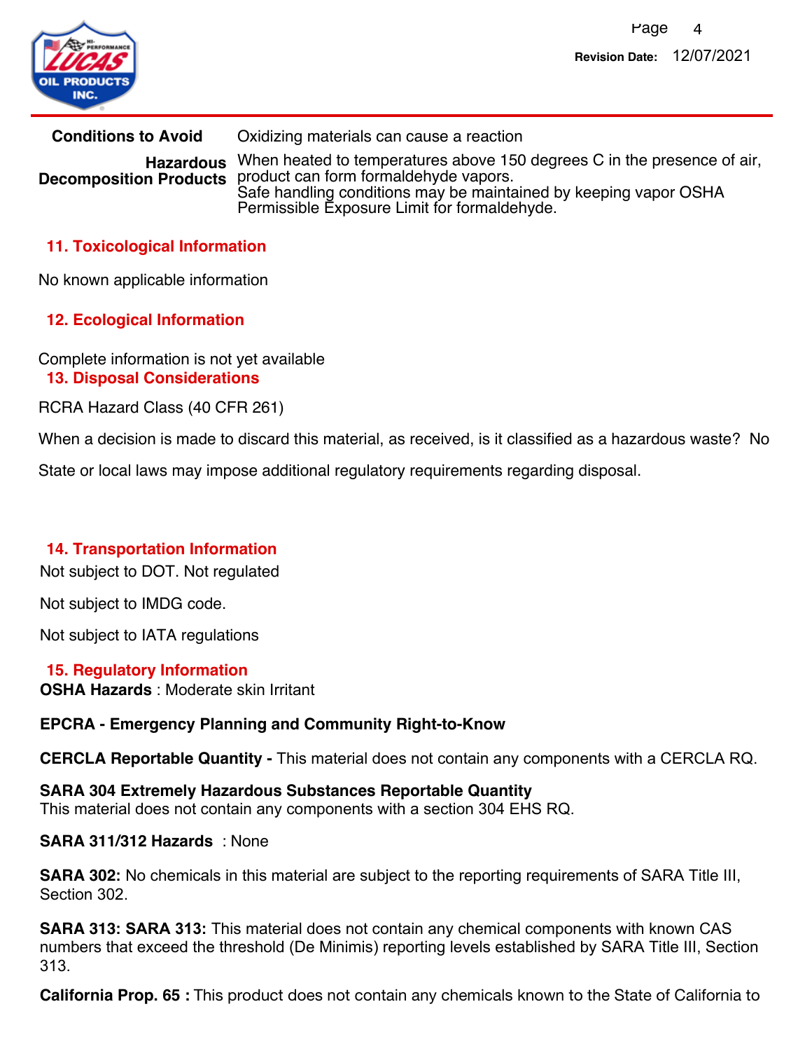**Conditions to Avoid** Oxidizing materials can cause a reaction

**Hazardous Decomposition Products** When heated to temperatures above 150 degrees C in the presence of air, product can form formaldehyde vapors.
Safe handling conditions may be maintained by keeping vapor OSHA Permissible Exposure Limit for formaldehyde.

## 11. Toxicological Information

No known applicable information

## 12. Ecological Information

Complete information is not yet available

## 13. Disposal Considerations

RCRA Hazard Class (40 CFR 261)

When a decision is made to discard this material, as received, is it classified as a hazardous waste? No

State or local laws may impose additional regulatory requirements regarding disposal.

## 14. Transportation Information

Not subject to DOT. Not regulated

Not subject to IMDG code.

Not subject to IATA regulations

## 15. Regulatory Information

**OSHA Hazards** : Moderate skin Irritant

**EPCRA - Emergency Planning and Community Right-to-Know**

**CERCLA Reportable Quantity -** This material does not contain any components with a CERCLA RQ.

**SARA 304 Extremely Hazardous Substances Reportable Quantity**
This material does not contain any components with a section 304 EHS RQ.

**SARA 311/312 Hazards** : None

**SARA 302:** No chemicals in this material are subject to the reporting requirements of SARA Title III, Section 302.

**SARA 313: SARA 313:** This material does not contain any chemical components with known CAS numbers that exceed the threshold (De Minimis) reporting levels established by SARA Title III, Section 313.

**California Prop. 65 :** This product does not contain any chemicals known to the State of California to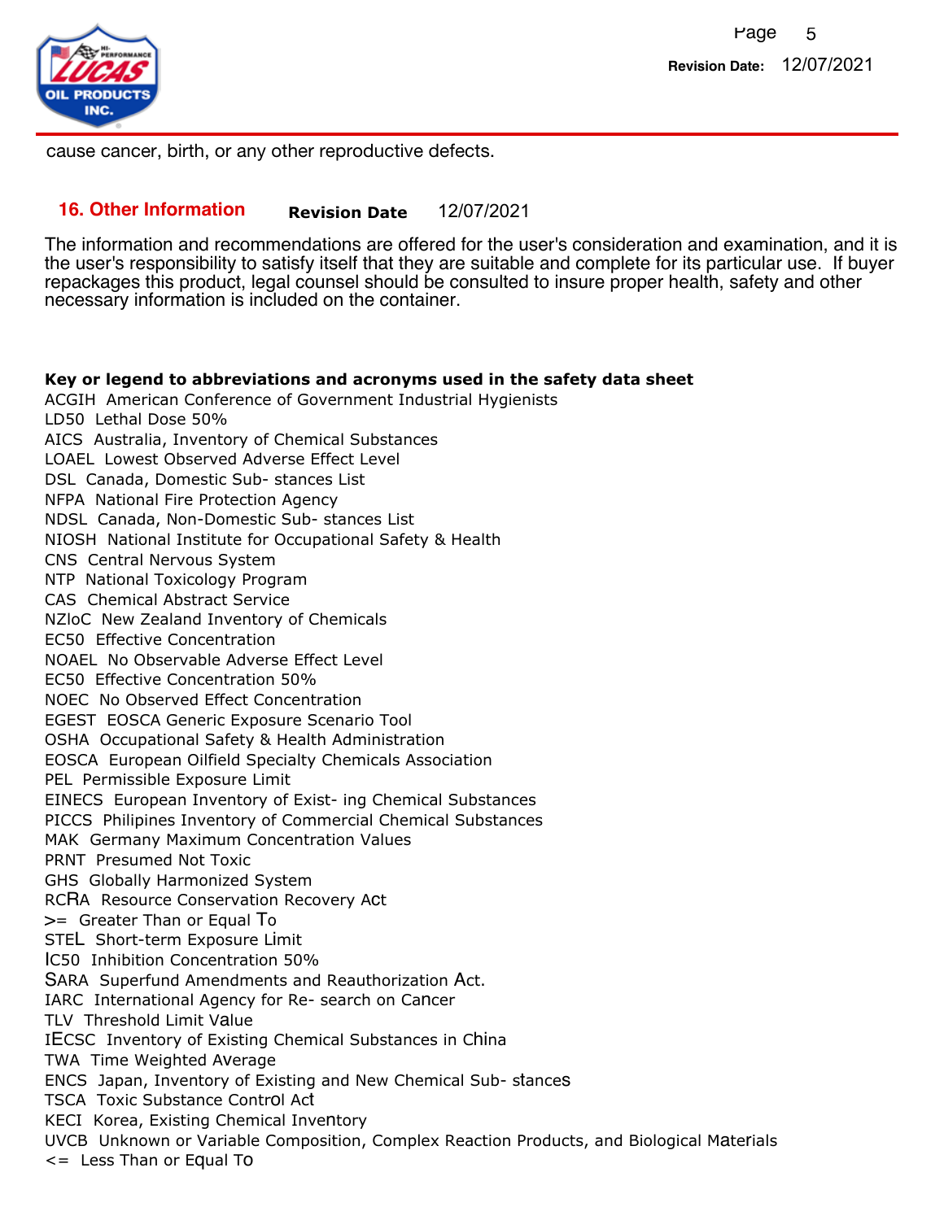cause cancer, birth, or any other reproductive defects.

## 16. Other Information

**Revision Date** 12/07/2021

The information and recommendations are offered for the user's consideration and examination, and it is the user's responsibility to satisfy itself that they are suitable and complete for its particular use. If buyer repackages this product, legal counsel should be consulted to insure proper health, safety and other necessary information is included on the container.

**Key or legend to abbreviations and acronyms used in the safety data sheet**

ACGIH American Conference of Government Industrial Hygienists
LD50 Lethal Dose 50%
AICS Australia, Inventory of Chemical Substances
LOAEL Lowest Observed Adverse Effect Level
DSL Canada, Domestic Sub- stances List
NFPA National Fire Protection Agency
NDSL Canada, Non-Domestic Sub- stances List
NIOSH National Institute for Occupational Safety & Health
CNS Central Nervous System
NTP National Toxicology Program
CAS Chemical Abstract Service
NZIoC New Zealand Inventory of Chemicals
EC50 Effective Concentration
NOAEL No Observable Adverse Effect Level
EC50 Effective Concentration 50%
NOEC No Observed Effect Concentration
EGEST EOSCA Generic Exposure Scenario Tool
OSHA Occupational Safety & Health Administration
EOSCA European Oilfield Specialty Chemicals Association
PEL Permissible Exposure Limit
EINECS European Inventory of Exist- ing Chemical Substances
PICCS Philipines Inventory of Commercial Chemical Substances
MAK Germany Maximum Concentration Values
PRNT Presumed Not Toxic
GHS Globally Harmonized System
RCRA Resource Conservation Recovery Act
>= Greater Than or Equal To
STEL Short-term Exposure Limit
IC50 Inhibition Concentration 50%
SARA Superfund Amendments and Reauthorization Act.
IARC International Agency for Re- search on Cancer
TLV Threshold Limit Value
IECSC Inventory of Existing Chemical Substances in China
TWA Time Weighted Average
ENCS Japan, Inventory of Existing and New Chemical Sub- stances
TSCA Toxic Substance Control Act
KECI Korea, Existing Chemical Inventory
UVCB Unknown or Variable Composition, Complex Reaction Products, and Biological Materials
<= Less Than or Equal To